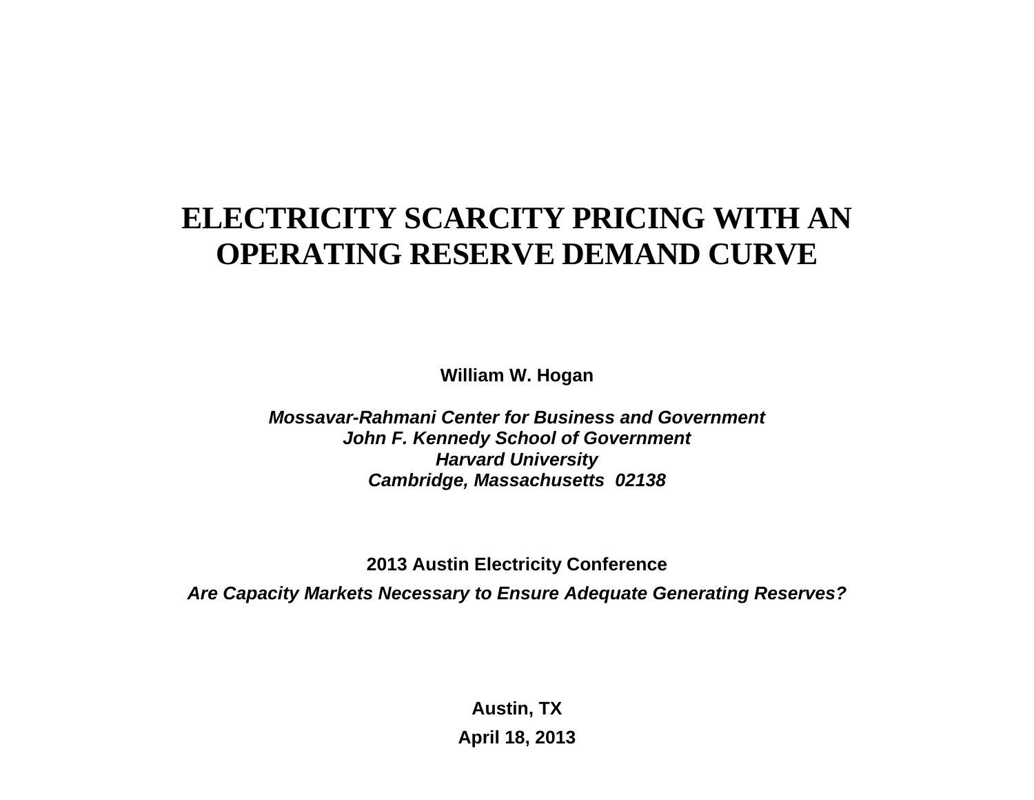# ELECTRICITY SCARCITY PRICING WITH AN OPERATING RESERVE DEMAND CURVE

**William W. Hogan**

***Mossavar-Rahmani Center for Business and Government***
***John F. Kennedy School of Government***
***Harvard University***
***Cambridge, Massachusetts 02138***

**2013 Austin Electricity Conference**

***Are Capacity Markets Necessary to Ensure Adequate Generating Reserves?***

**Austin, TX**

**April 18, 2013**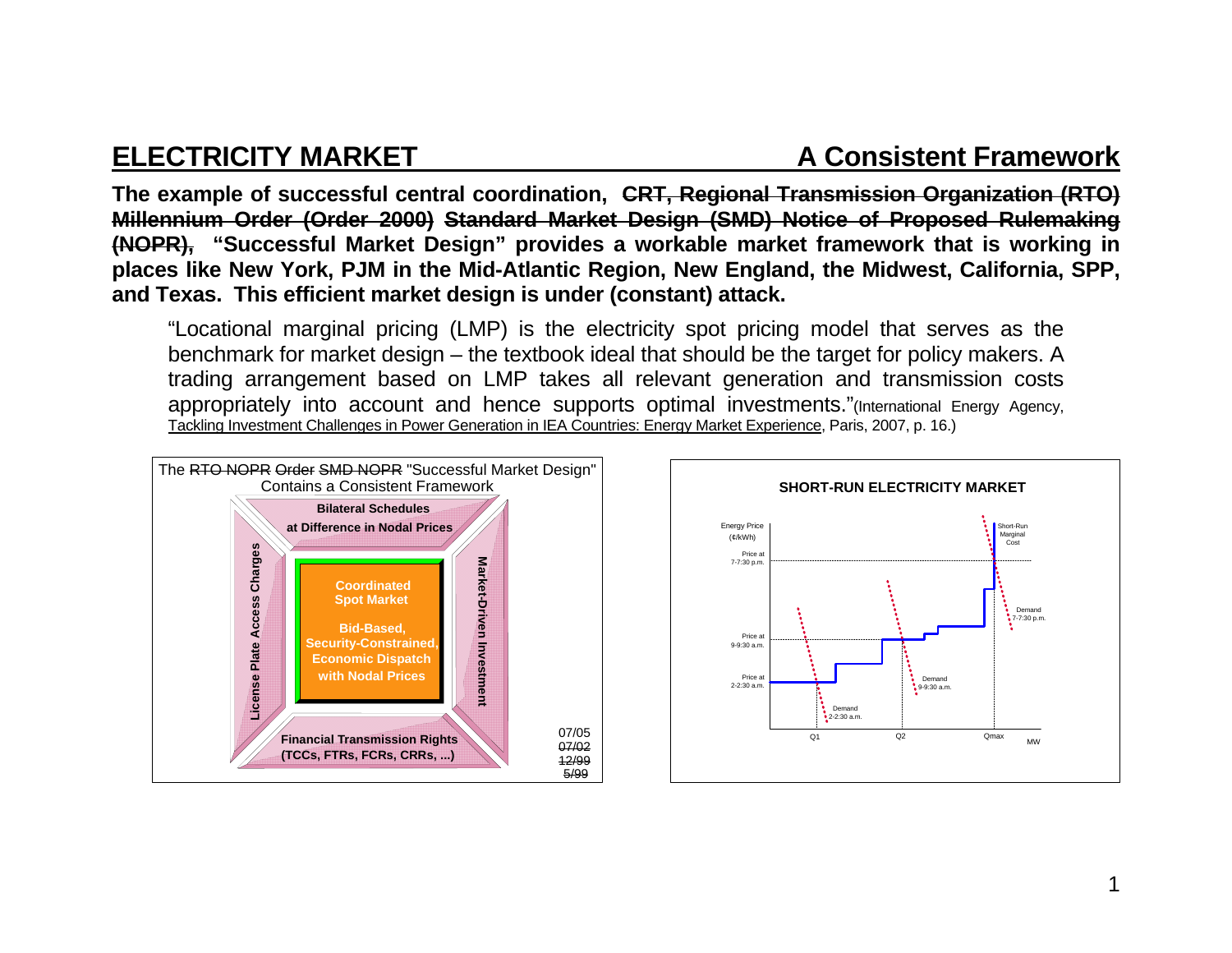# ELECTRICITY MARKET — A Consistent Framework

**The example of successful central coordination, ~~CRT, Regional Transmission Organization (RTO) Millennium Order (Order 2000) Standard Market Design (SMD) Notice of Proposed Rulemaking (NOPR),~~ "Successful Market Design" provides a workable market framework that is working in places like New York, PJM in the Mid-Atlantic Region, New England, the Midwest, California, SPP, and Texas. This efficient market design is under (constant) attack.**

> "Locational marginal pricing (LMP) is the electricity spot pricing model that serves as the benchmark for market design – the textbook ideal that should be the target for policy makers. A trading arrangement based on LMP takes all relevant generation and transmission costs appropriately into account and hence supports optimal investments."(International Energy Agency, Tackling Investment Challenges in Power Generation in IEA Countries: Energy Market Experience, Paris, 2007, p. 16.)

The ~~RTO NOPR~~ ~~Order~~ ~~SMD NOPR~~ "Successful Market Design" Contains a Consistent Framework

- **Bilateral Schedules at Difference in Nodal Prices**
- **License Plate Access Charges**
- **Coordinated Spot Market**
  - **Bid-Based, Security-Constrained, Economic Dispatch with Nodal Prices**
- **Market-Driven Investment**
- **Financial Transmission Rights (TCCs, FTRs, FCRs, CRRs, ...)**

07/05
~~07/02~~
~~12/99~~
~~5/99~~

**SHORT-RUN ELECTRICITY MARKET**

Energy Price (¢/kWh); Short-Run Marginal Cost; Price at 7-7:30 p.m.; Price at 9-9:30 a.m.; Price at 2-2:30 a.m.; Demand 7-7:30 p.m.; Demand 9-9:30 a.m.; Demand 2-2:30 a.m.; Q1; Q2; Qmax; MW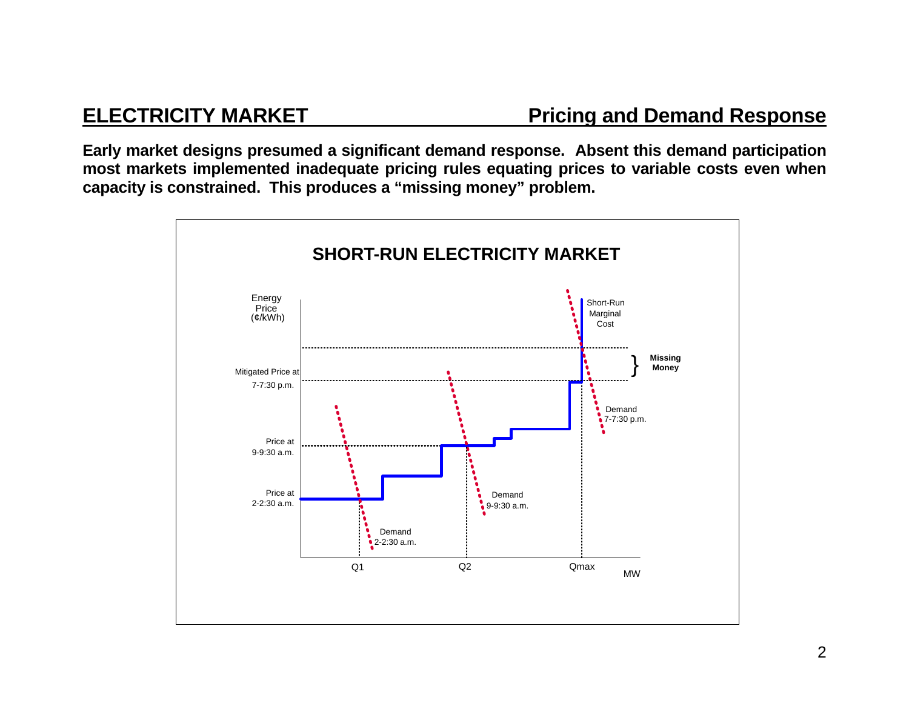## ELECTRICITY MARKET — Pricing and Demand Response

**Early market designs presumed a significant demand response. Absent this demand participation most markets implemented inadequate pricing rules equating prices to variable costs even when capacity is constrained. This produces a "missing money" problem.**

**SHORT-RUN ELECTRICITY MARKET**

Energy Price (¢/kWh)

Short-Run Marginal Cost

Mitigated Price at 7-7:30 p.m.

**Missing Money**

Demand 7-7:30 p.m.

Price at 9-9:30 a.m.

Demand 9-9:30 a.m.

Price at 2-2:30 a.m.

Demand 2-2:30 a.m.

Q1 Q2 Qmax MW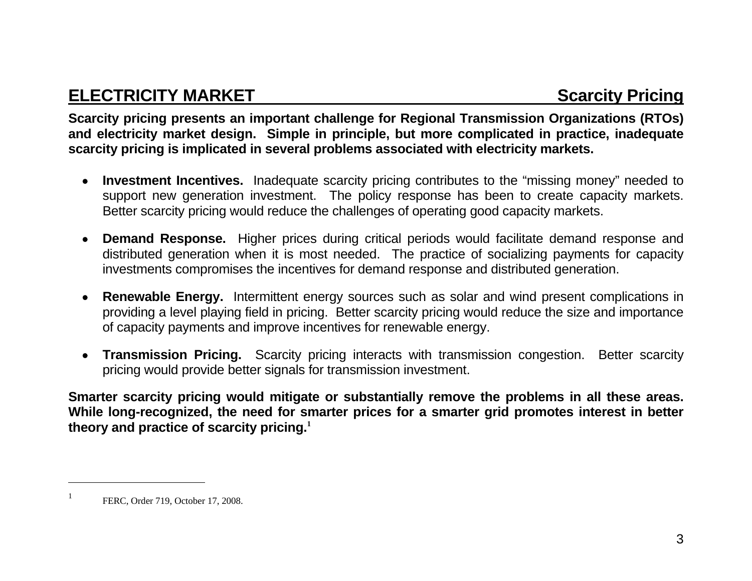## ELECTRICITY MARKET — Scarcity Pricing

**Scarcity pricing presents an important challenge for Regional Transmission Organizations (RTOs) and electricity market design. Simple in principle, but more complicated in practice, inadequate scarcity pricing is implicated in several problems associated with electricity markets.**

- **Investment Incentives.** Inadequate scarcity pricing contributes to the "missing money" needed to support new generation investment. The policy response has been to create capacity markets. Better scarcity pricing would reduce the challenges of operating good capacity markets.

- **Demand Response.** Higher prices during critical periods would facilitate demand response and distributed generation when it is most needed. The practice of socializing payments for capacity investments compromises the incentives for demand response and distributed generation.

- **Renewable Energy.** Intermittent energy sources such as solar and wind present complications in providing a level playing field in pricing. Better scarcity pricing would reduce the size and importance of capacity payments and improve incentives for renewable energy.

- **Transmission Pricing.** Scarcity pricing interacts with transmission congestion. Better scarcity pricing would provide better signals for transmission investment.

**Smarter scarcity pricing would mitigate or substantially remove the problems in all these areas. While long-recognized, the need for smarter prices for a smarter grid promotes interest in better theory and practice of scarcity pricing.[1]**

---

[1] FERC, Order 719, October 17, 2008.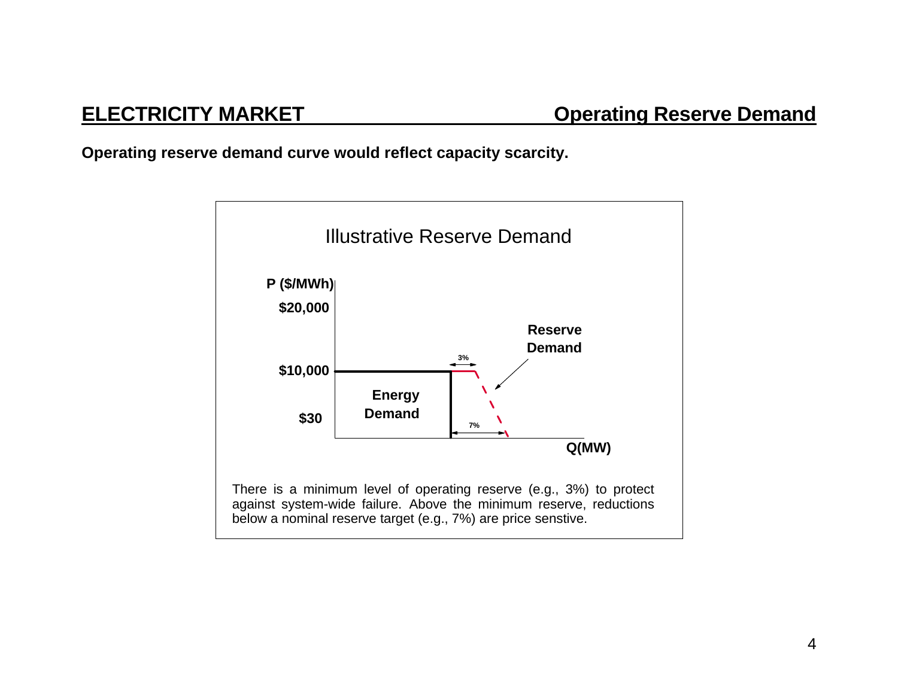## ELECTRICITY MARKET — Operating Reserve Demand

**Operating reserve demand curve would reflect capacity scarcity.**

Illustrative Reserve Demand

P ($/MWh)

$20,000

$10,000

$30

Energy Demand

Reserve Demand

3%

7%

Q(MW)

There is a minimum level of operating reserve (e.g., 3%) to protect against system-wide failure. Above the minimum reserve, reductions below a nominal reserve target (e.g., 7%) are price senstive.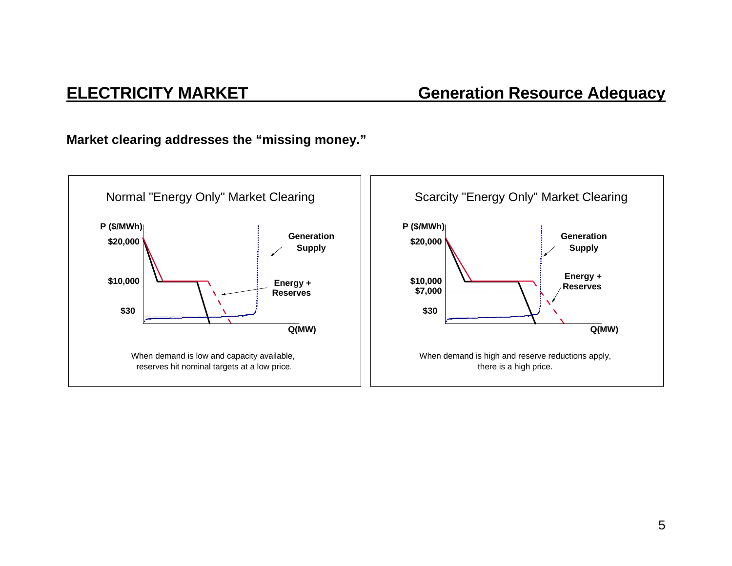## ELECTRICITY MARKET — Generation Resource Adequacy

**Market clearing addresses the "missing money."**

Normal "Energy Only" Market Clearing

P ($/MWh)

$20,000

$10,000

$30

Generation Supply

Energy + Reserves

Q(MW)

When demand is low and capacity available, reserves hit nominal targets at a low price.

Scarcity "Energy Only" Market Clearing

P ($/MWh)

$20,000

$10,000

$7,000

$30

Generation Supply

Energy + Reserves

Q(MW)

When demand is high and reserve reductions apply, there is a high price.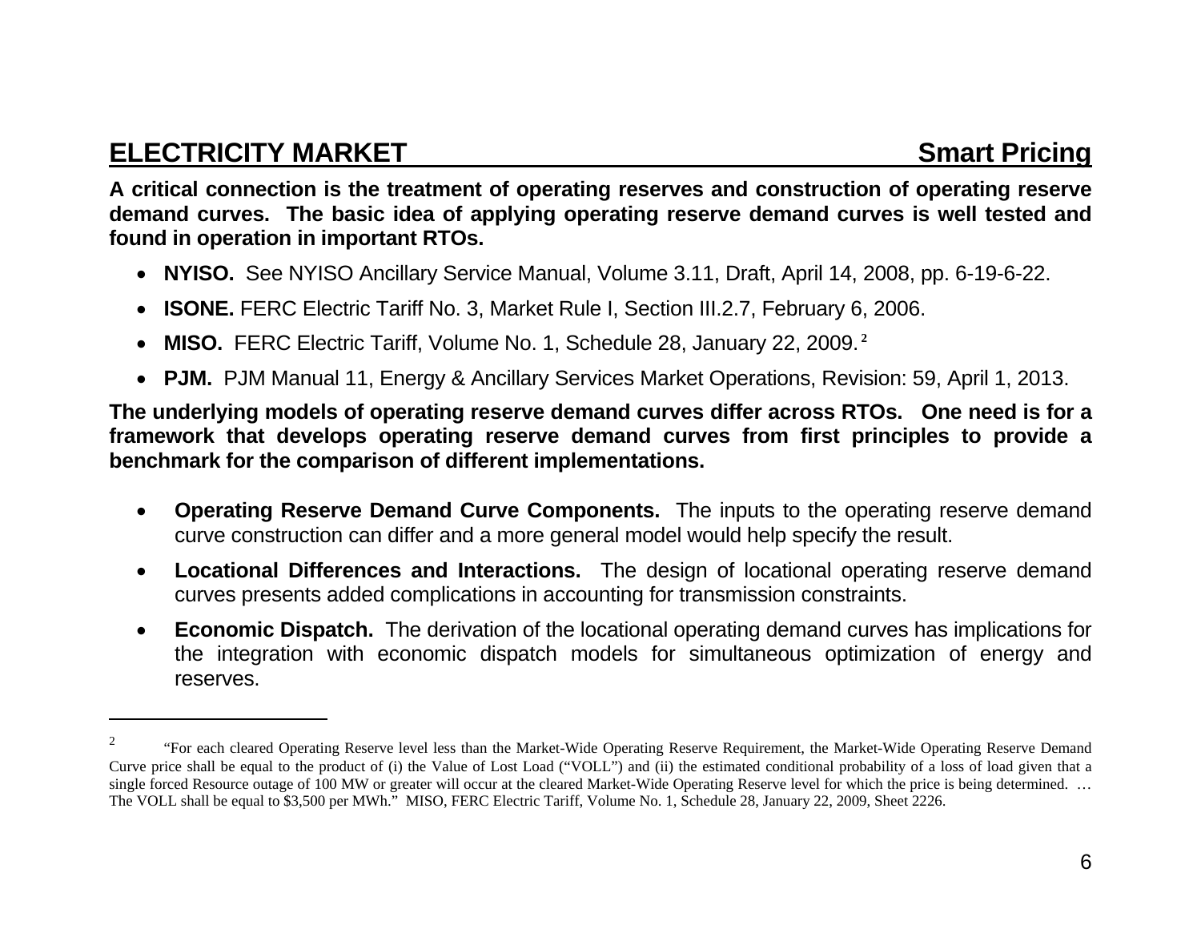## ELECTRICITY MARKET — Smart Pricing

**A critical connection is the treatment of operating reserves and construction of operating reserve demand curves. The basic idea of applying operating reserve demand curves is well tested and found in operation in important RTOs.**

- **NYISO.** See NYISO Ancillary Service Manual, Volume 3.11, Draft, April 14, 2008, pp. 6-19-6-22.
- **ISONE.** FERC Electric Tariff No. 3, Market Rule I, Section III.2.7, February 6, 2006.
- **MISO.** FERC Electric Tariff, Volume No. 1, Schedule 28, January 22, 2009.[2]
- **PJM.** PJM Manual 11, Energy & Ancillary Services Market Operations, Revision: 59, April 1, 2013.

**The underlying models of operating reserve demand curves differ across RTOs. One need is for a framework that develops operating reserve demand curves from first principles to provide a benchmark for the comparison of different implementations.**

- **Operating Reserve Demand Curve Components.** The inputs to the operating reserve demand curve construction can differ and a more general model would help specify the result.
- **Locational Differences and Interactions.** The design of locational operating reserve demand curves presents added complications in accounting for transmission constraints.
- **Economic Dispatch.** The derivation of the locational operating demand curves has implications for the integration with economic dispatch models for simultaneous optimization of energy and reserves.

---

[2] "For each cleared Operating Reserve level less than the Market-Wide Operating Reserve Requirement, the Market-Wide Operating Reserve Demand Curve price shall be equal to the product of (i) the Value of Lost Load ("VOLL") and (ii) the estimated conditional probability of a loss of load given that a single forced Resource outage of 100 MW or greater will occur at the cleared Market-Wide Operating Reserve level for which the price is being determined. … The VOLL shall be equal to $3,500 per MWh." MISO, FERC Electric Tariff, Volume No. 1, Schedule 28, January 22, 2009, Sheet 2226.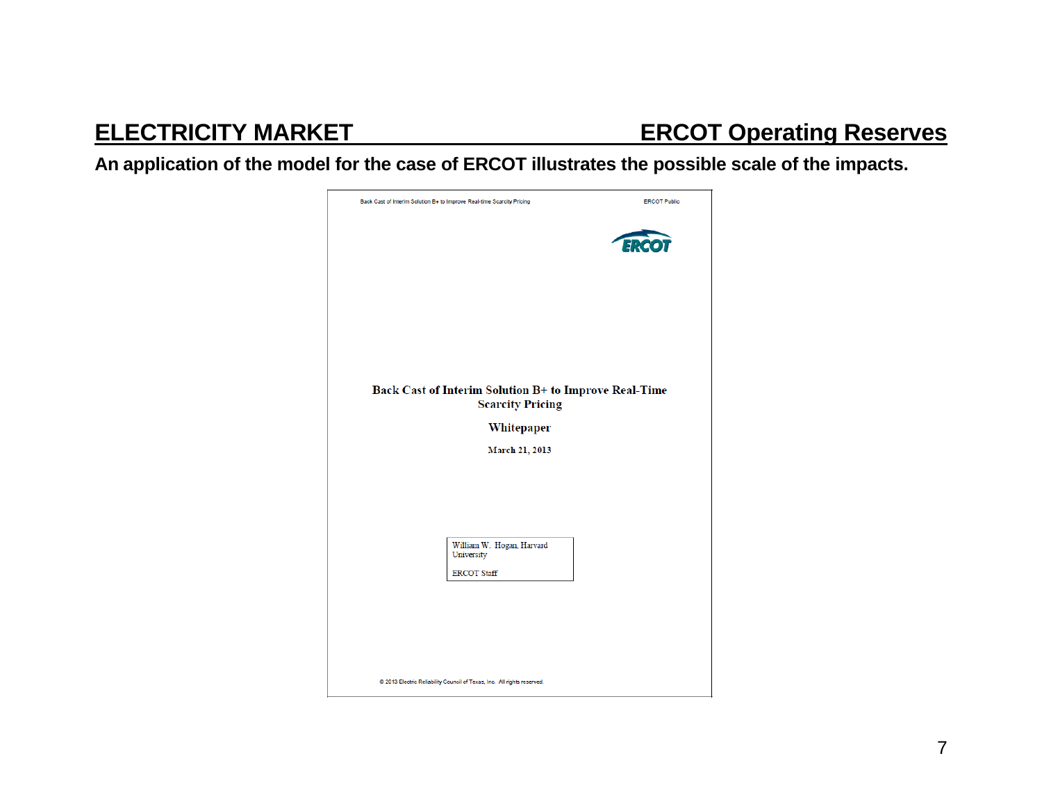## ELECTRICITY MARKET — ERCOT Operating Reserves

**An application of the model for the case of ERCOT illustrates the possible scale of the impacts.**

Back Cast of Interim Solution B+ to Improve Real-time Scarcity Pricing — ERCOT Public

ERCOT

**Back Cast of Interim Solution B+ to Improve Real-Time Scarcity Pricing**

**Whitepaper**

**March 21, 2013**

William W. Hogan, Harvard University

ERCOT Staff

© 2013 Electric Reliability Council of Texas, Inc. All rights reserved.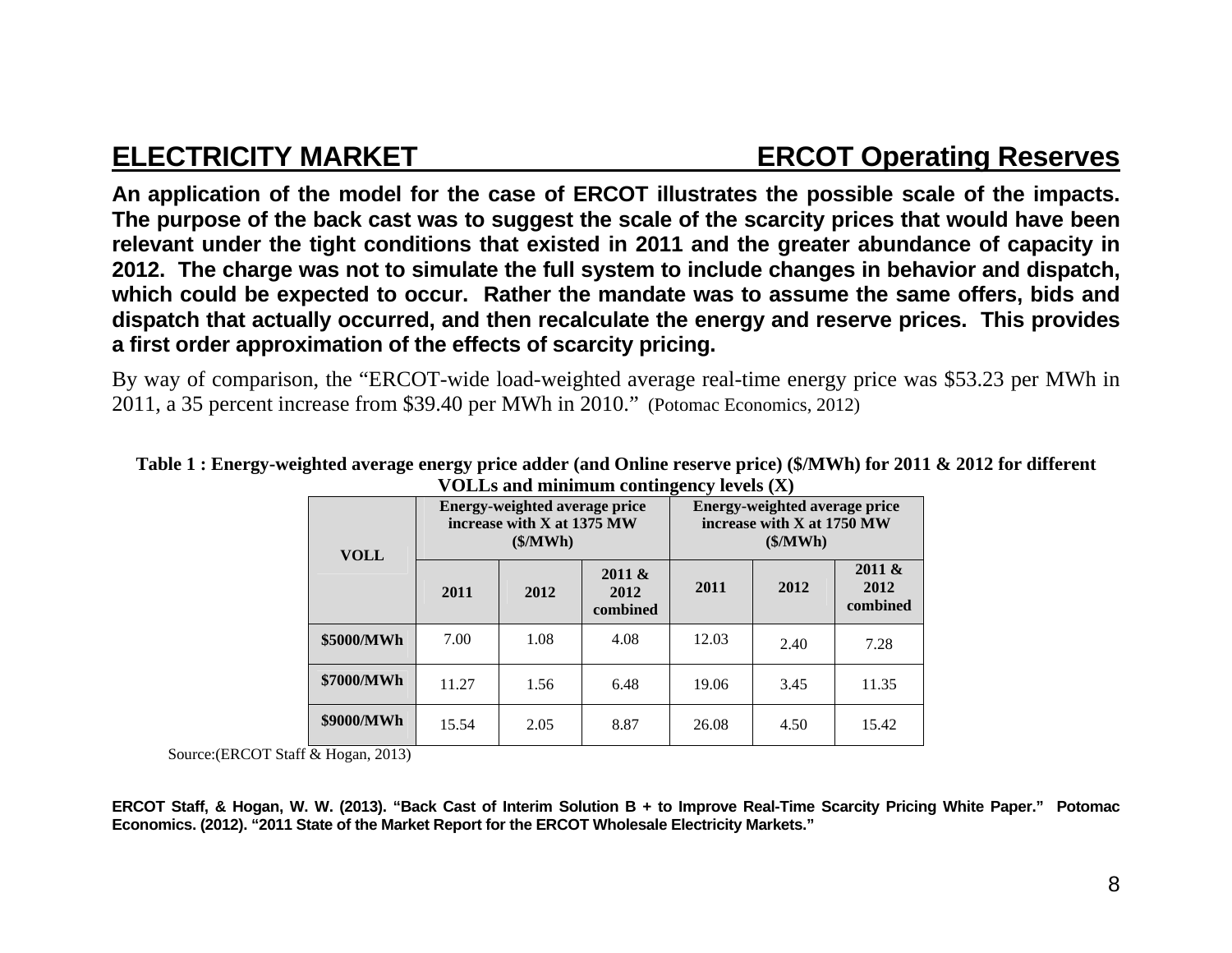## ELECTRICITY MARKET — ERCOT Operating Reserves

**An application of the model for the case of ERCOT illustrates the possible scale of the impacts. The purpose of the back cast was to suggest the scale of the scarcity prices that would have been relevant under the tight conditions that existed in 2011 and the greater abundance of capacity in 2012. The charge was not to simulate the full system to include changes in behavior and dispatch, which could be expected to occur. Rather the mandate was to assume the same offers, bids and dispatch that actually occurred, and then recalculate the energy and reserve prices. This provides a first order approximation of the effects of scarcity pricing.**

By way of comparison, the "ERCOT-wide load-weighted average real-time energy price was $53.23 per MWh in 2011, a 35 percent increase from $39.40 per MWh in 2010." (Potomac Economics, 2012)

**Table 1 : Energy-weighted average energy price adder (and Online reserve price) ($/MWh) for 2011 & 2012 for different VOLLs and minimum contingency levels (X)**

| VOLL | Energy-weighted average price increase with X at 1375 MW ($/MWh) | | | Energy-weighted average price increase with X at 1750 MW ($/MWh) | | |
|---|---|---|---|---|---|---|
| | 2011 | 2012 | 2011 & 2012 combined | 2011 | 2012 | 2011 & 2012 combined |
| $5000/MWh | 7.00 | 1.08 | 4.08 | 12.03 | 2.40 | 7.28 |
| $7000/MWh | 11.27 | 1.56 | 6.48 | 19.06 | 3.45 | 11.35 |
| $9000/MWh | 15.54 | 2.05 | 8.87 | 26.08 | 4.50 | 15.42 |

Source:(ERCOT Staff & Hogan, 2013)

**ERCOT Staff, & Hogan, W. W. (2013). "Back Cast of Interim Solution B + to Improve Real-Time Scarcity Pricing White Paper." Potomac Economics. (2012). "2011 State of the Market Report for the ERCOT Wholesale Electricity Markets."**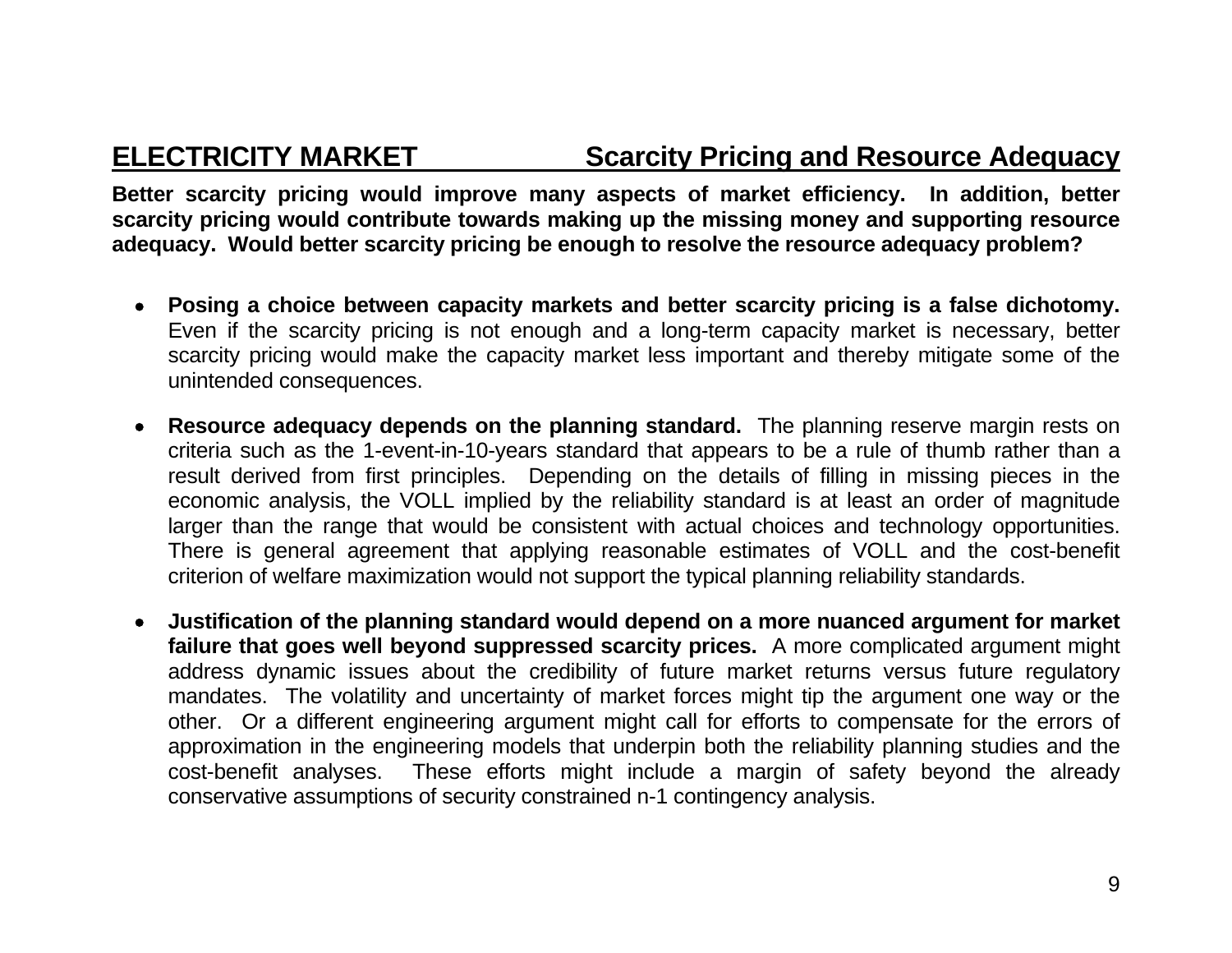## ELECTRICITY MARKET — Scarcity Pricing and Resource Adequacy

**Better scarcity pricing would improve many aspects of market efficiency. In addition, better scarcity pricing would contribute towards making up the missing money and supporting resource adequacy. Would better scarcity pricing be enough to resolve the resource adequacy problem?**

- **Posing a choice between capacity markets and better scarcity pricing is a false dichotomy.** Even if the scarcity pricing is not enough and a long-term capacity market is necessary, better scarcity pricing would make the capacity market less important and thereby mitigate some of the unintended consequences.

- **Resource adequacy depends on the planning standard.** The planning reserve margin rests on criteria such as the 1-event-in-10-years standard that appears to be a rule of thumb rather than a result derived from first principles. Depending on the details of filling in missing pieces in the economic analysis, the VOLL implied by the reliability standard is at least an order of magnitude larger than the range that would be consistent with actual choices and technology opportunities. There is general agreement that applying reasonable estimates of VOLL and the cost-benefit criterion of welfare maximization would not support the typical planning reliability standards.

- **Justification of the planning standard would depend on a more nuanced argument for market failure that goes well beyond suppressed scarcity prices.** A more complicated argument might address dynamic issues about the credibility of future market returns versus future regulatory mandates. The volatility and uncertainty of market forces might tip the argument one way or the other. Or a different engineering argument might call for efforts to compensate for the errors of approximation in the engineering models that underpin both the reliability planning studies and the cost-benefit analyses. These efforts might include a margin of safety beyond the already conservative assumptions of security constrained n-1 contingency analysis.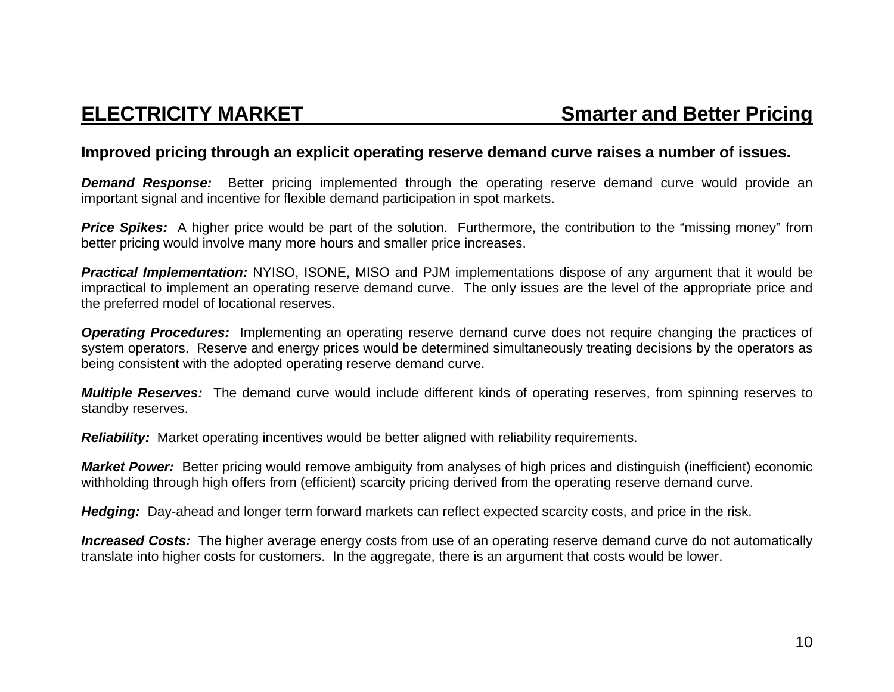## ELECTRICITY MARKET — Smarter and Better Pricing

**Improved pricing through an explicit operating reserve demand curve raises a number of issues.**

***Demand Response:*** Better pricing implemented through the operating reserve demand curve would provide an important signal and incentive for flexible demand participation in spot markets.

***Price Spikes:*** A higher price would be part of the solution. Furthermore, the contribution to the "missing money" from better pricing would involve many more hours and smaller price increases.

***Practical Implementation:*** NYISO, ISONE, MISO and PJM implementations dispose of any argument that it would be impractical to implement an operating reserve demand curve. The only issues are the level of the appropriate price and the preferred model of locational reserves.

***Operating Procedures:*** Implementing an operating reserve demand curve does not require changing the practices of system operators. Reserve and energy prices would be determined simultaneously treating decisions by the operators as being consistent with the adopted operating reserve demand curve.

***Multiple Reserves:*** The demand curve would include different kinds of operating reserves, from spinning reserves to standby reserves.

***Reliability:*** Market operating incentives would be better aligned with reliability requirements.

***Market Power:*** Better pricing would remove ambiguity from analyses of high prices and distinguish (inefficient) economic withholding through high offers from (efficient) scarcity pricing derived from the operating reserve demand curve.

***Hedging:*** Day-ahead and longer term forward markets can reflect expected scarcity costs, and price in the risk.

***Increased Costs:*** The higher average energy costs from use of an operating reserve demand curve do not automatically translate into higher costs for customers. In the aggregate, there is an argument that costs would be lower.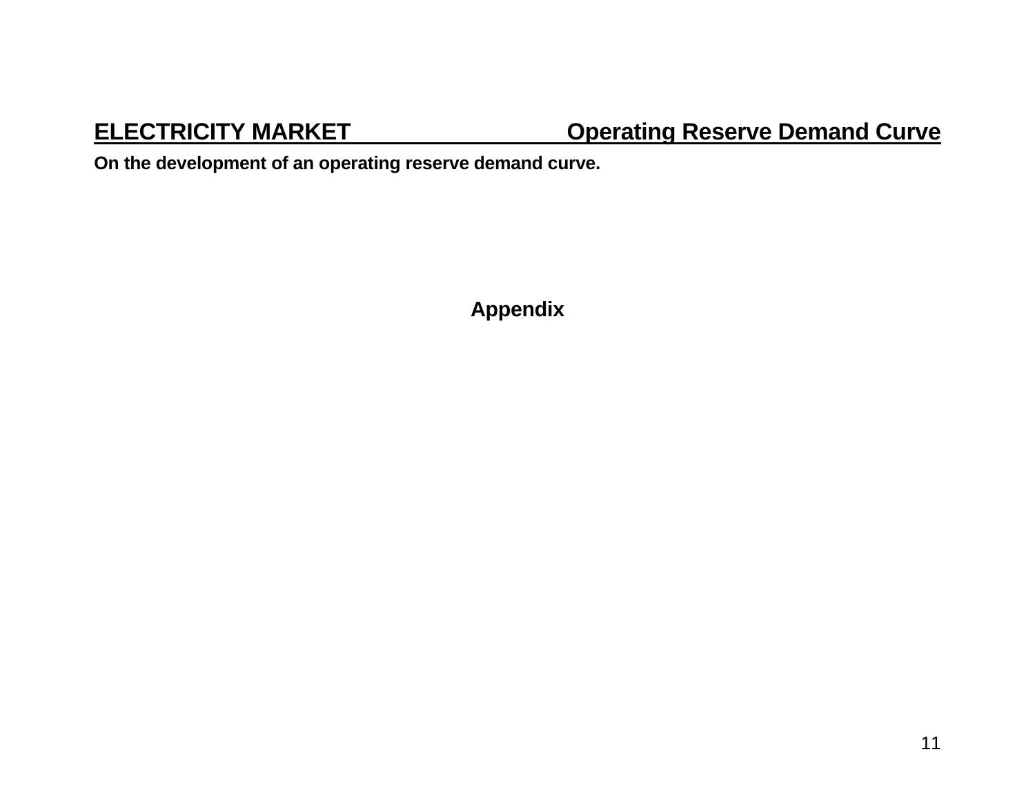**ELECTRICITY MARKET Operating Reserve Demand Curve**

**On the development of an operating reserve demand curve.**

## Appendix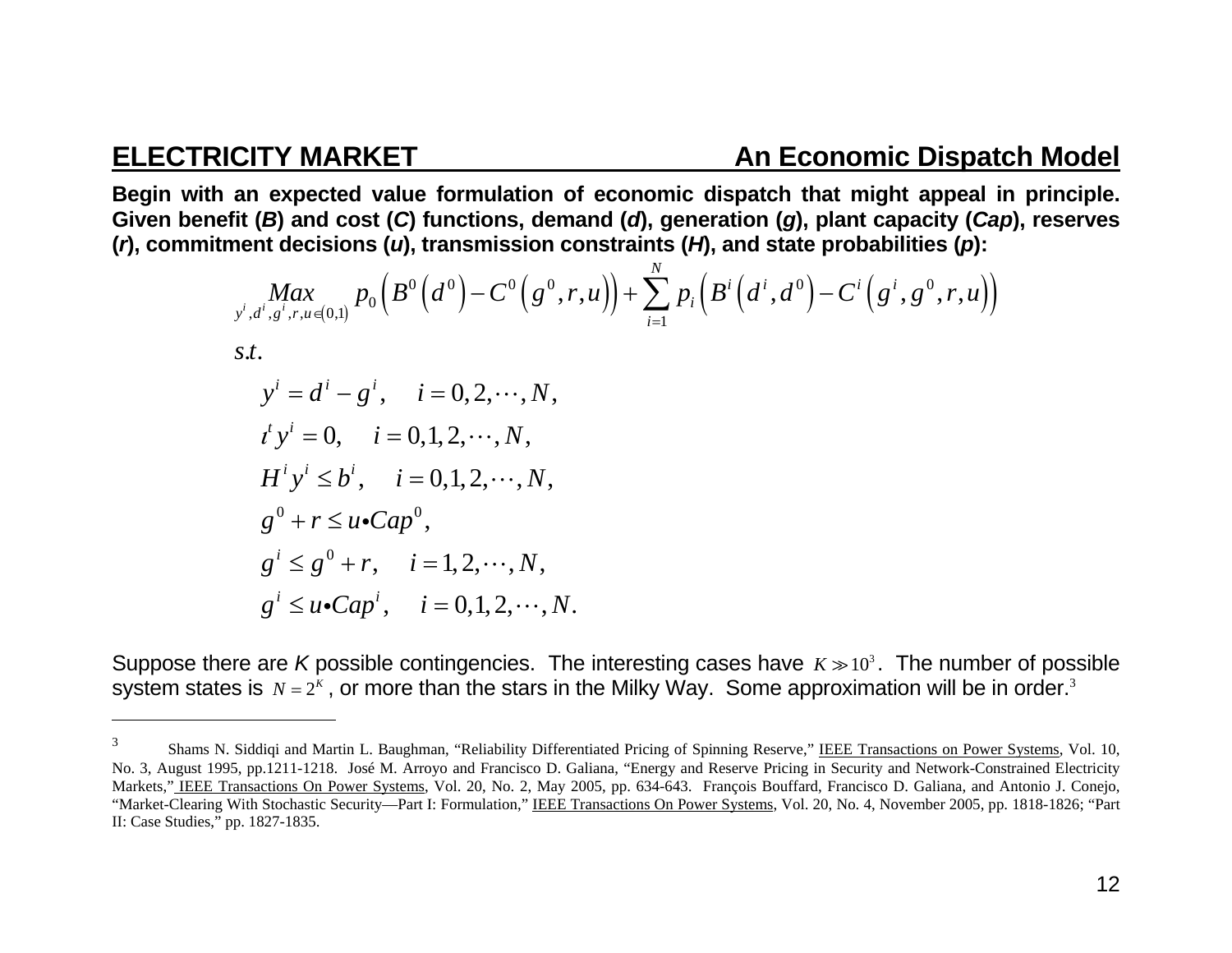## ELECTRICITY MARKET — An Economic Dispatch Model

**Begin with an expected value formulation of economic dispatch that might appeal in principle. Given benefit (*B*) and cost (*C*) functions, demand (*d*), generation (*g*), plant capacity (*Cap*), reserves (*r*), commitment decisions (*u*), transmission constraints (*H*), and state probabilities (*p*):**

$$
\underset{y^i,d^i,g^i,r,u\in(0,1)}{Max} \; p_0\left(B^0\left(d^0\right)-C^0\left(g^0,r,u\right)\right)+\sum_{i=1}^{N} p_i\left(B^i\left(d^i,d^0\right)-C^i\left(g^i,g^0,r,u\right)\right)
$$

$s.t.$

$$
\begin{aligned}
& y^i = d^i - g^i, \quad i=0,2,\cdots,N, \\
& \iota^t y^i = 0, \quad i=0,1,2,\cdots,N, \\
& H^i y^i \le b^i, \quad i=0,1,2,\cdots,N, \\
& g^0 + r \le u \bullet Cap^0, \\
& g^i \le g^0 + r, \quad i=1,2,\cdots,N, \\
& g^i \le u \bullet Cap^i, \quad i=0,1,2,\cdots,N.
\end{aligned}
$$

Suppose there are *K* possible contingencies. The interesting cases have $K \gg 10^3$. The number of possible system states is $N = 2^K$, or more than the stars in the Milky Way. Some approximation will be in order.[3]

---

[3] Shams N. Siddiqi and Martin L. Baughman, "Reliability Differentiated Pricing of Spinning Reserve," IEEE Transactions on Power Systems, Vol. 10, No. 3, August 1995, pp.1211-1218. José M. Arroyo and Francisco D. Galiana, "Energy and Reserve Pricing in Security and Network-Constrained Electricity Markets," IEEE Transactions On Power Systems, Vol. 20, No. 2, May 2005, pp. 634-643. François Bouffard, Francisco D. Galiana, and Antonio J. Conejo, "Market-Clearing With Stochastic Security—Part I: Formulation," IEEE Transactions On Power Systems, Vol. 20, No. 4, November 2005, pp. 1818-1826; "Part II: Case Studies," pp. 1827-1835.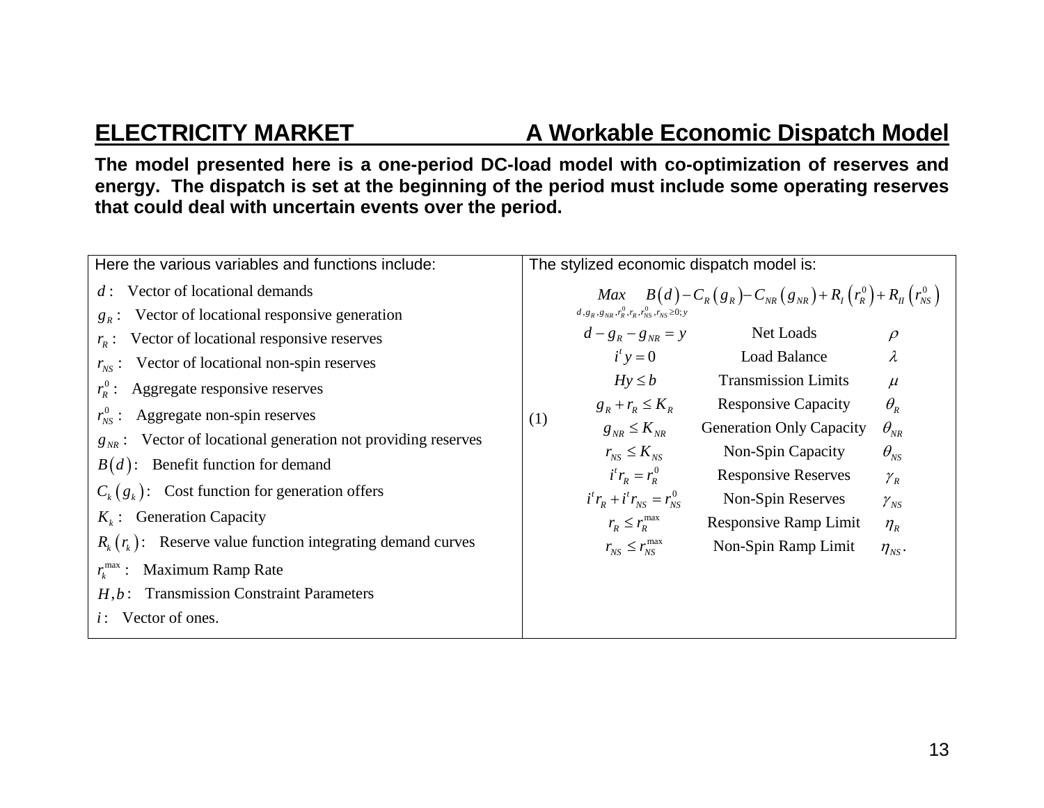## ELECTRICITY MARKET — A Workable Economic Dispatch Model

**The model presented here is a one-period DC-load model with co-optimization of reserves and energy. The dispatch is set at the beginning of the period must include some operating reserves that could deal with uncertain events over the period.**

Here the various variables and functions include:

- $d$ : Vector of locational demands
- $g_R$ : Vector of locational responsive generation
- $r_R$ : Vector of locational responsive reserves
- $r_{NS}$ : Vector of locational non-spin reserves
- $r_R^0$ : Aggregate responsive reserves
- $r_{NS}^0$ : Aggregate non-spin reserves
- $g_{NR}$ : Vector of locational generation not providing reserves
- $B(d)$ : Benefit function for demand
- $C_k(g_k)$ : Cost function for generation offers
- $K_k$ : Generation Capacity
- $R_k(r_k)$ : Reserve value function integrating demand curves
- $r_k^{\max}$ : Maximum Ramp Rate
- $H, b$ : Transmission Constraint Parameters
- $i$ : Vector of ones.

The stylized economic dispatch model is:

$$
\max_{d, g_R, g_{NR}, r_R^0, r_R, r_{NS}^0, r_{NS} \geq 0; y} \quad B(d) - C_R(g_R) - C_{NR}(g_{NR}) + R_I(r_R^0) + R_{II}(r_{NS}^0)
$$

(1)

| Constraint | Name | Multiplier |
|---|---|---|
| $d - g_R - g_{NR} = y$ | Net Loads | $\rho$ |
| $i^t y = 0$ | Load Balance | $\lambda$ |
| $Hy \leq b$ | Transmission Limits | $\mu$ |
| $g_R + r_R \leq K_R$ | Responsive Capacity | $\theta_R$ |
| $g_{NR} \leq K_{NR}$ | Generation Only Capacity | $\theta_{NR}$ |
| $r_{NS} \leq K_{NS}$ | Non-Spin Capacity | $\theta_{NS}$ |
| $i^t r_R = r_R^0$ | Responsive Reserves | $\gamma_R$ |
| $i^t r_R + i^t r_{NS} = r_{NS}^0$ | Non-Spin Reserves | $\gamma_{NS}$ |
| $r_R \leq r_R^{\max}$ | Responsive Ramp Limit | $\eta_R$ |
| $r_{NS} \leq r_{NS}^{\max}$ | Non-Spin Ramp Limit | $\eta_{NS}$. |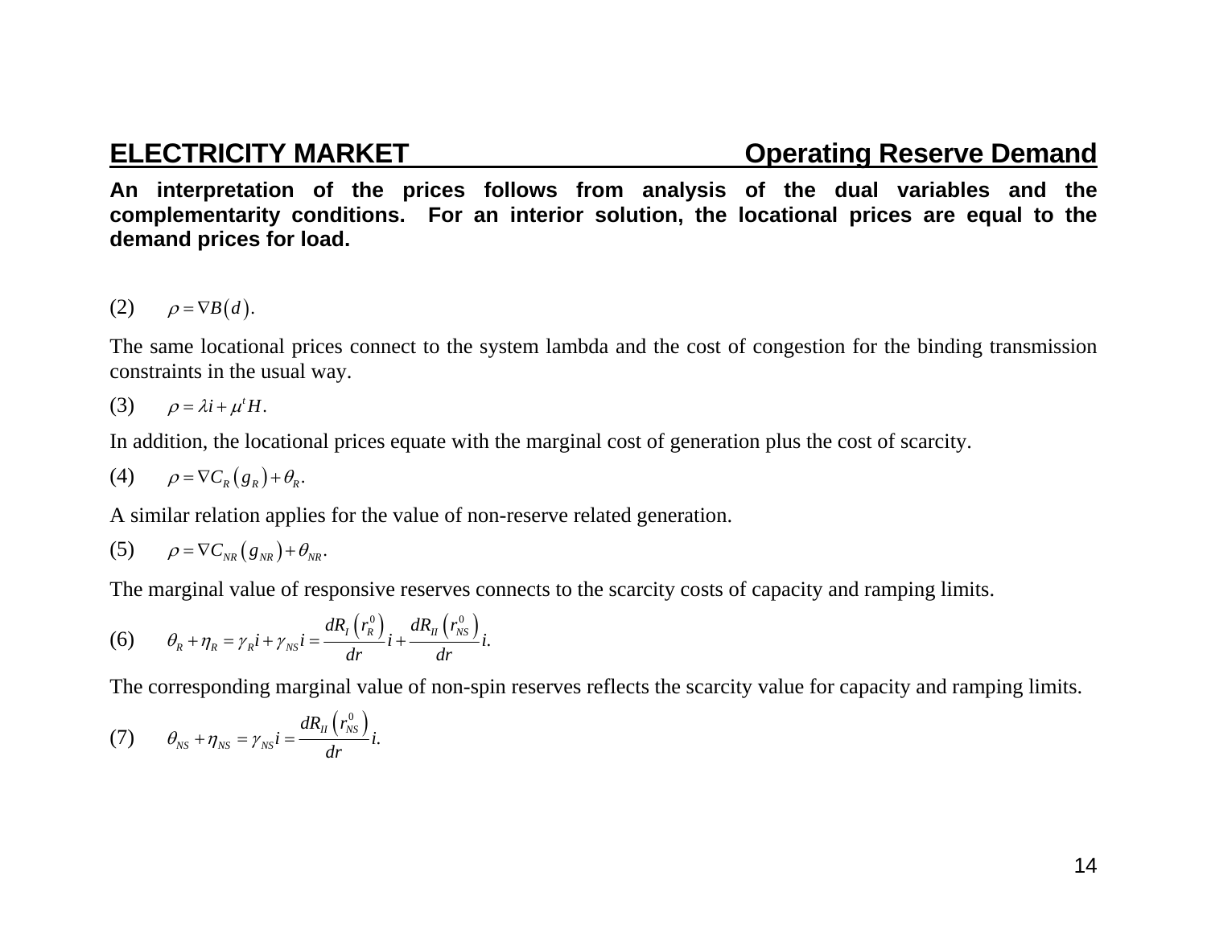## ELECTRICITY MARKET — Operating Reserve Demand

**An interpretation of the prices follows from analysis of the dual variables and the complementarity conditions. For an interior solution, the locational prices are equal to the demand prices for load.**

(2) $\rho = \nabla B(d).$

The same locational prices connect to the system lambda and the cost of congestion for the binding transmission constraints in the usual way.

(3) $\rho = \lambda i + \mu^t H.$

In addition, the locational prices equate with the marginal cost of generation plus the cost of scarcity.

(4) $\rho = \nabla C_R(g_R) + \theta_R.$

A similar relation applies for the value of non-reserve related generation.

(5) $\rho = \nabla C_{NR}(g_{NR}) + \theta_{NR}.$

The marginal value of responsive reserves connects to the scarcity costs of capacity and ramping limits.

(6) $\theta_R + \eta_R = \gamma_R i + \gamma_{NS} i = \dfrac{dR_I(r_R^0)}{dr} i + \dfrac{dR_{II}(r_{NS}^0)}{dr} i.$

The corresponding marginal value of non-spin reserves reflects the scarcity value for capacity and ramping limits.

(7) $\theta_{NS} + \eta_{NS} = \gamma_{NS} i = \dfrac{dR_{II}(r_{NS}^0)}{dr} i.$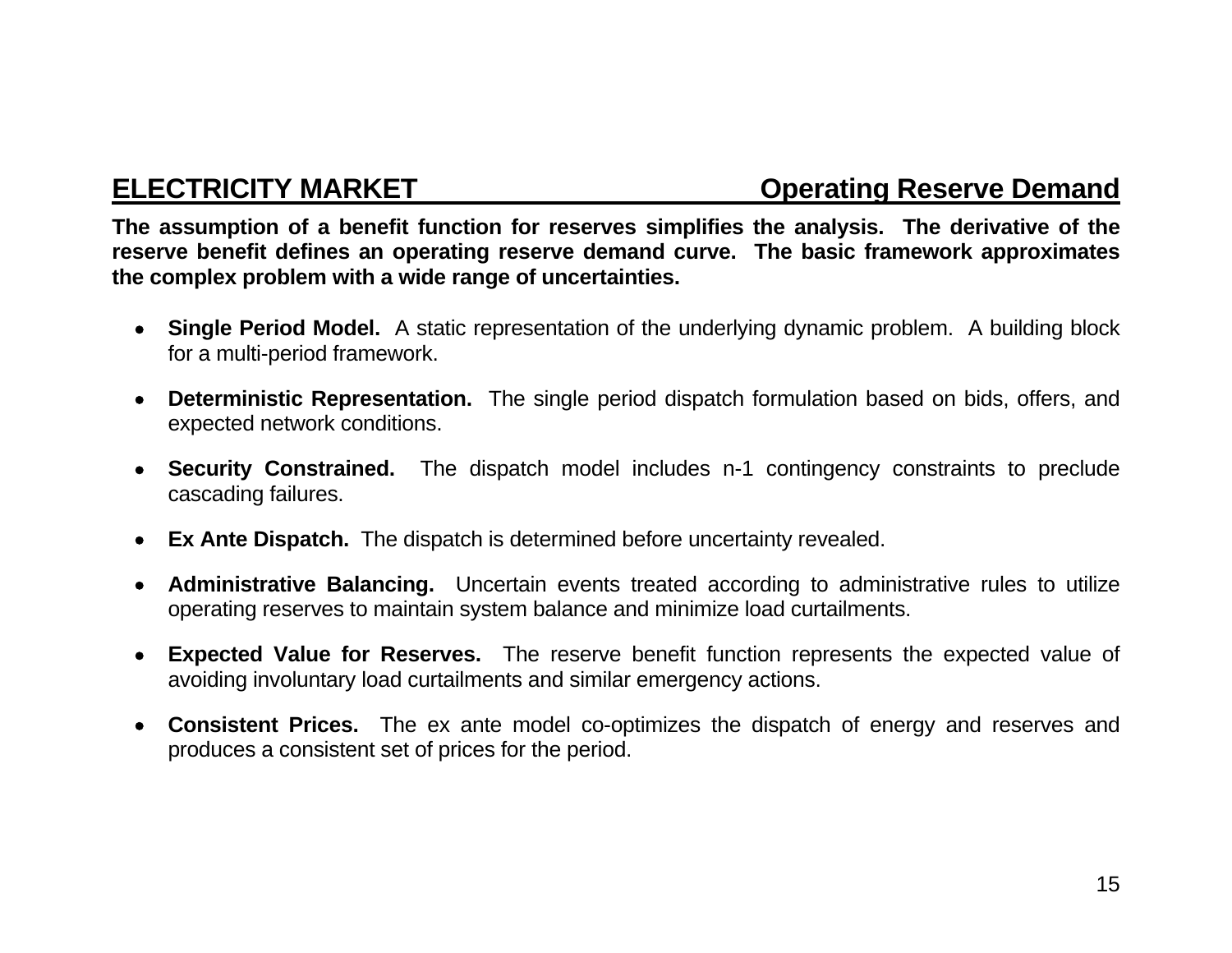## ELECTRICITY MARKET — Operating Reserve Demand

**The assumption of a benefit function for reserves simplifies the analysis. The derivative of the reserve benefit defines an operating reserve demand curve. The basic framework approximates the complex problem with a wide range of uncertainties.**

- **Single Period Model.** A static representation of the underlying dynamic problem. A building block for a multi-period framework.
- **Deterministic Representation.** The single period dispatch formulation based on bids, offers, and expected network conditions.
- **Security Constrained.** The dispatch model includes n-1 contingency constraints to preclude cascading failures.
- **Ex Ante Dispatch.** The dispatch is determined before uncertainty revealed.
- **Administrative Balancing.** Uncertain events treated according to administrative rules to utilize operating reserves to maintain system balance and minimize load curtailments.
- **Expected Value for Reserves.** The reserve benefit function represents the expected value of avoiding involuntary load curtailments and similar emergency actions.
- **Consistent Prices.** The ex ante model co-optimizes the dispatch of energy and reserves and produces a consistent set of prices for the period.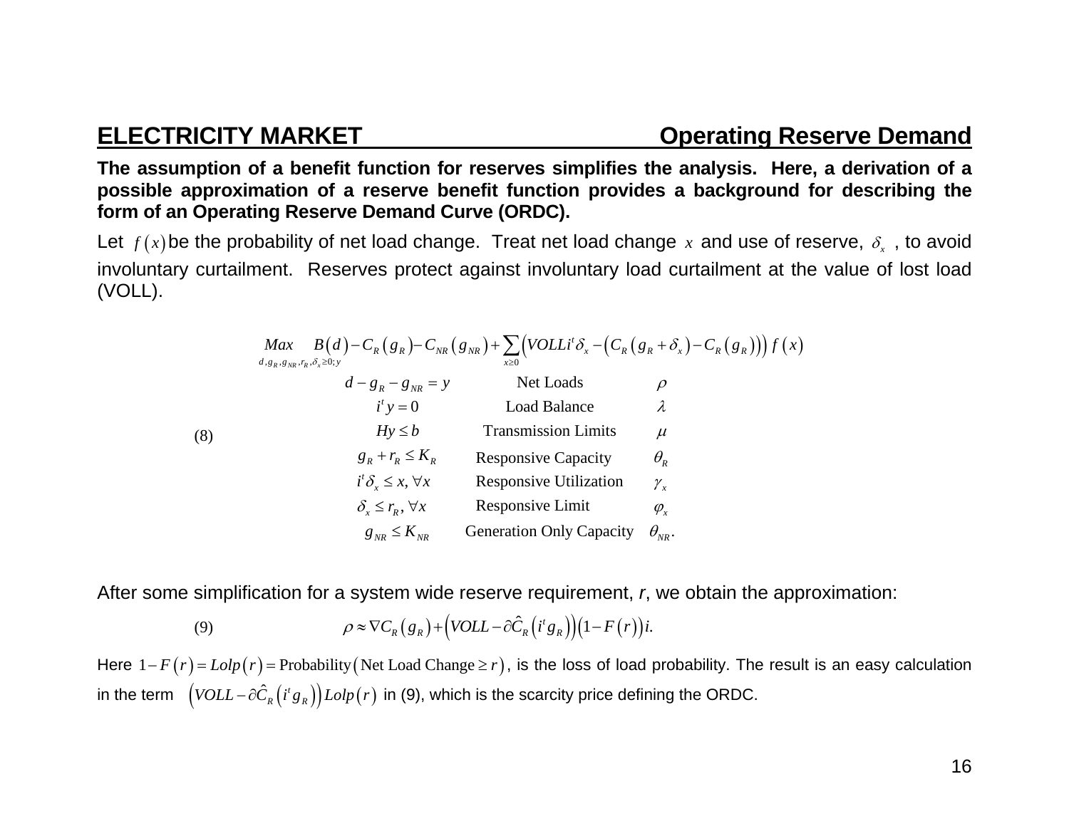## ELECTRICITY MARKET — Operating Reserve Demand

**The assumption of a benefit function for reserves simplifies the analysis. Here, a derivation of a possible approximation of a reserve benefit function provides a background for describing the form of an Operating Reserve Demand Curve (ORDC).**

Let $f(x)$ be the probability of net load change. Treat net load change $x$ and use of reserve, $\delta_x$ , to avoid involuntary curtailment. Reserves protect against involuntary load curtailment at the value of lost load (VOLL).

$$
\max_{d,g_R,g_{NR},r_R,\delta_x \geq 0; y} \; B(d) - C_R(g_R) - C_{NR}(g_{NR}) + \sum_{x \geq 0}\left(VOLL\, i^t \delta_x - \left(C_R(g_R + \delta_x) - C_R(g_R)\right)\right) f(x)
$$

(8)

| Constraint | Description | Multiplier |
|---|---|---|
| $d - g_R - g_{NR} = y$ | Net Loads | $\rho$ |
| $i^t y = 0$ | Load Balance | $\lambda$ |
| $Hy \leq b$ | Transmission Limits | $\mu$ |
| $g_R + r_R \leq K_R$ | Responsive Capacity | $\theta_R$ |
| $i^t \delta_x \leq x, \forall x$ | Responsive Utilization | $\gamma_x$ |
| $\delta_x \leq r_R, \forall x$ | Responsive Limit | $\varphi_x$ |
| $g_{NR} \leq K_{NR}$ | Generation Only Capacity | $\theta_{NR}$. |

After some simplification for a system wide reserve requirement, *r*, we obtain the approximation:

$$
(9) \qquad \rho \approx \nabla C_R(g_R) + \left(VOLL - \partial \hat{C}_R\left(i^t g_R\right)\right)\left(1 - F(r)\right) i.
$$

Here $1 - F(r) = Lolp(r) = \text{Probability}(\text{Net Load Change} \geq r)$, is the loss of load probability. The result is an easy calculation in the term $\left(VOLL - \partial \hat{C}_R\left(i^t g_R\right)\right) Lolp(r)$ in (9), which is the scarcity price defining the ORDC.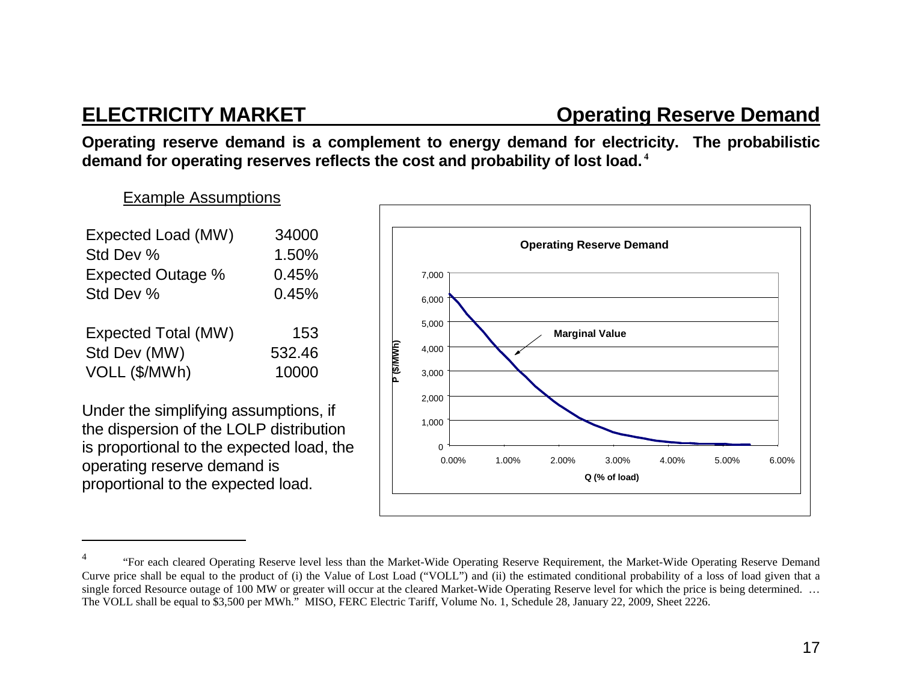## ELECTRICITY MARKET — Operating Reserve Demand

**Operating reserve demand is a complement to energy demand for electricity. The probabilistic demand for operating reserves reflects the cost and probability of lost load.**[4]

Example Assumptions

| | |
|---|---|
| Expected Load (MW) | 34000 |
| Std Dev % | 1.50% |
| Expected Outage % | 0.45% |
| Std Dev % | 0.45% |
| | |
| Expected Total (MW) | 153 |
| Std Dev (MW) | 532.46 |
| VOLL ($/MWh) | 10000 |

Under the simplifying assumptions, if the dispersion of the LOLP distribution is proportional to the expected load, the operating reserve demand is proportional to the expected load.

**Operating Reserve Demand**

P ($/MWh) vs. Q (% of load); curve labeled "Marginal Value".

---

4 "For each cleared Operating Reserve level less than the Market-Wide Operating Reserve Requirement, the Market-Wide Operating Reserve Demand Curve price shall be equal to the product of (i) the Value of Lost Load ("VOLL") and (ii) the estimated conditional probability of a loss of load given that a single forced Resource outage of 100 MW or greater will occur at the cleared Market-Wide Operating Reserve level for which the price is being determined. … The VOLL shall be equal to $3,500 per MWh." MISO, FERC Electric Tariff, Volume No. 1, Schedule 28, January 22, 2009, Sheet 2226.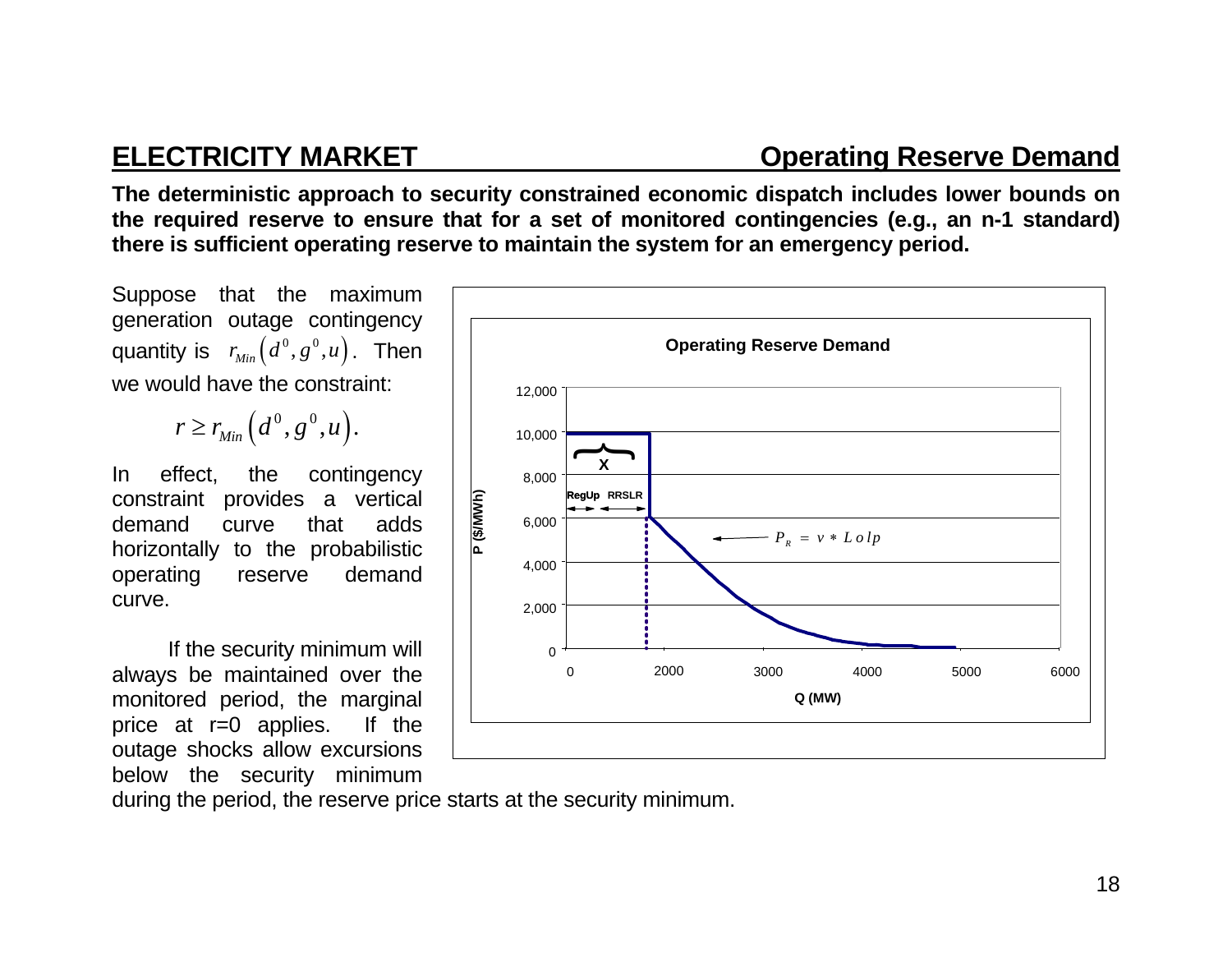## ELECTRICITY MARKET — Operating Reserve Demand

**The deterministic approach to security constrained economic dispatch includes lower bounds on the required reserve to ensure that for a set of monitored contingencies (e.g., an n-1 standard) there is sufficient operating reserve to maintain the system for an emergency period.**

Suppose that the maximum generation outage contingency quantity is $r_{Min}\left(d^0, g^0, u\right)$. Then we would have the constraint:

$$r \geq r_{Min}\left(d^0, g^0, u\right).$$

In effect, the contingency constraint provides a vertical demand curve that adds horizontally to the probabilistic operating reserve demand curve.

If the security minimum will always be maintained over the monitored period, the marginal price at r=0 applies. If the outage shocks allow excursions below the security minimum during the period, the reserve price starts at the security minimum.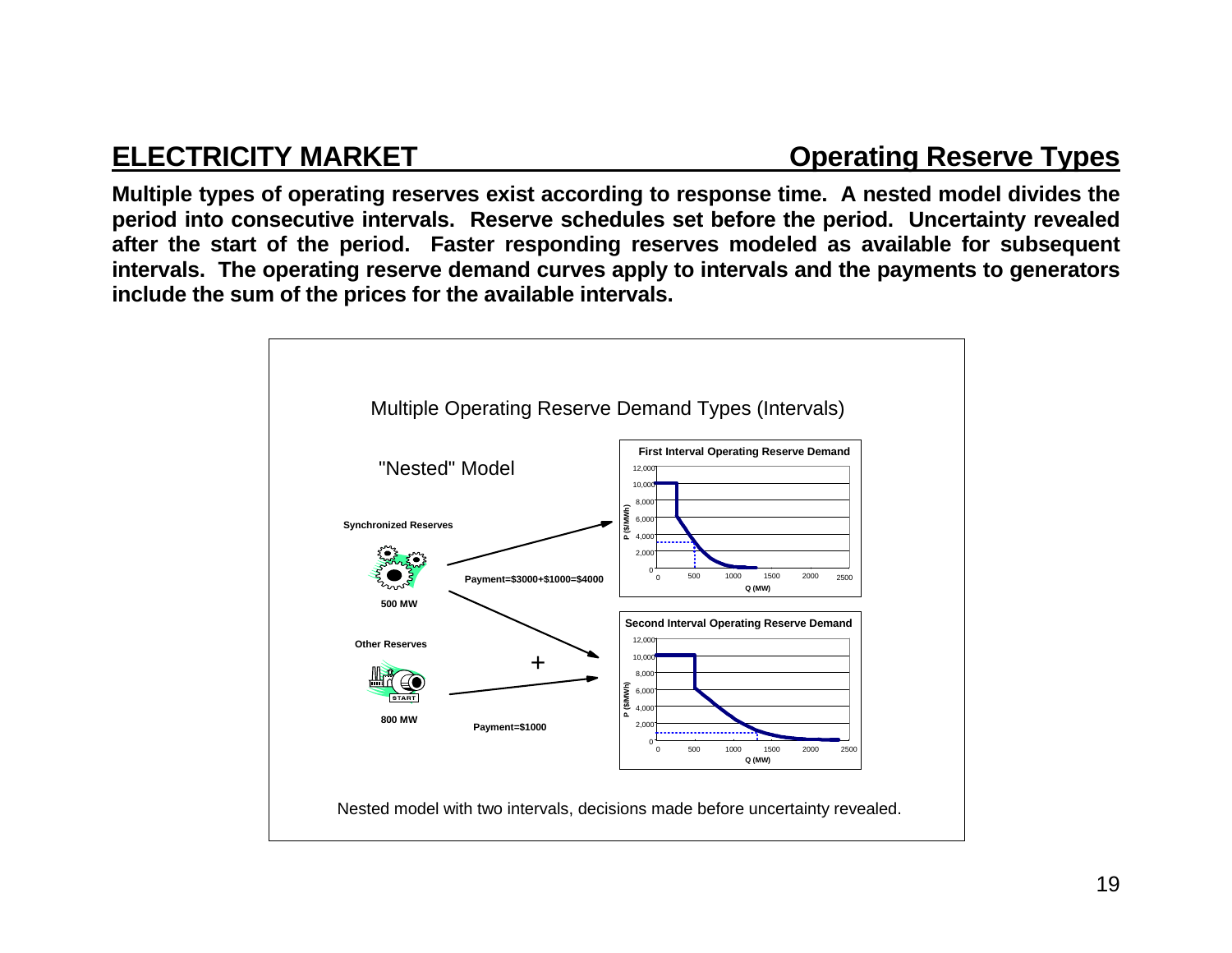## ELECTRICITY MARKET — Operating Reserve Types

**Multiple types of operating reserves exist according to response time. A nested model divides the period into consecutive intervals. Reserve schedules set before the period. Uncertainty revealed after the start of the period. Faster responding reserves modeled as available for subsequent intervals. The operating reserve demand curves apply to intervals and the payments to generators include the sum of the prices for the available intervals.**

Multiple Operating Reserve Demand Types (Intervals)

"Nested" Model

**Synchronized Reserves**

**500 MW**

**Payment=$3000+$1000=$4000**

**Other Reserves**

**800 MW**

**Payment=$1000**

**First Interval Operating Reserve Demand**

**Second Interval Operating Reserve Demand**

Nested model with two intervals, decisions made before uncertainty revealed.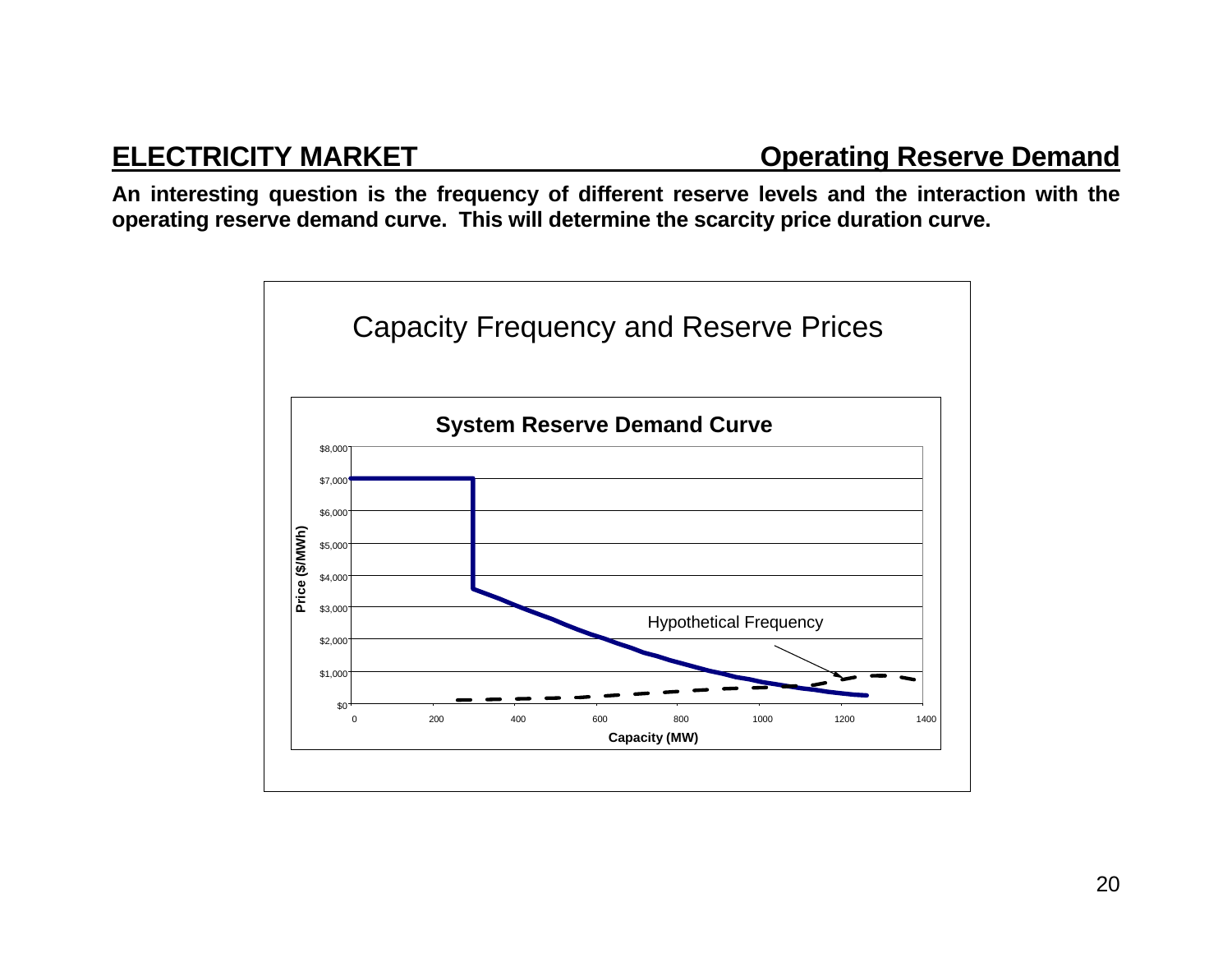## ELECTRICITY MARKET — Operating Reserve Demand

**An interesting question is the frequency of different reserve levels and the interaction with the operating reserve demand curve. This will determine the scarcity price duration curve.**

Capacity Frequency and Reserve Prices

**System Reserve Demand Curve**

Price ($/MWh): $0, $1,000, $2,000, $3,000, $4,000, $5,000, $6,000, $7,000, $8,000

Capacity (MW): 0, 200, 400, 600, 800, 1000, 1200, 1400

Hypothetical Frequency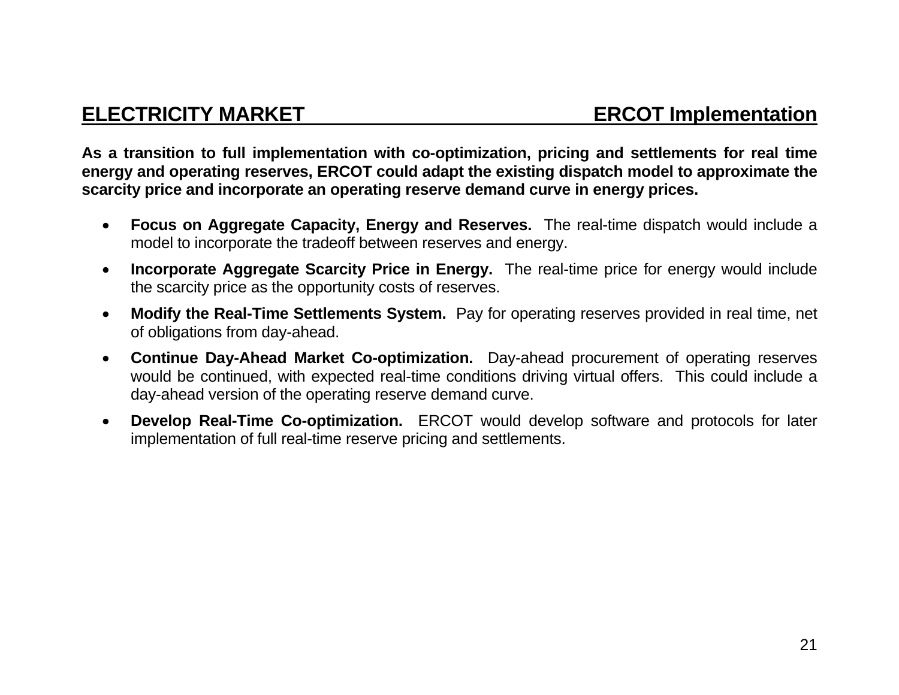## ELECTRICITY MARKET — ERCOT Implementation

**As a transition to full implementation with co-optimization, pricing and settlements for real time energy and operating reserves, ERCOT could adapt the existing dispatch model to approximate the scarcity price and incorporate an operating reserve demand curve in energy prices.**

- **Focus on Aggregate Capacity, Energy and Reserves.** The real-time dispatch would include a model to incorporate the tradeoff between reserves and energy.
- **Incorporate Aggregate Scarcity Price in Energy.** The real-time price for energy would include the scarcity price as the opportunity costs of reserves.
- **Modify the Real-Time Settlements System.** Pay for operating reserves provided in real time, net of obligations from day-ahead.
- **Continue Day-Ahead Market Co-optimization.** Day-ahead procurement of operating reserves would be continued, with expected real-time conditions driving virtual offers. This could include a day-ahead version of the operating reserve demand curve.
- **Develop Real-Time Co-optimization.** ERCOT would develop software and protocols for later implementation of full real-time reserve pricing and settlements.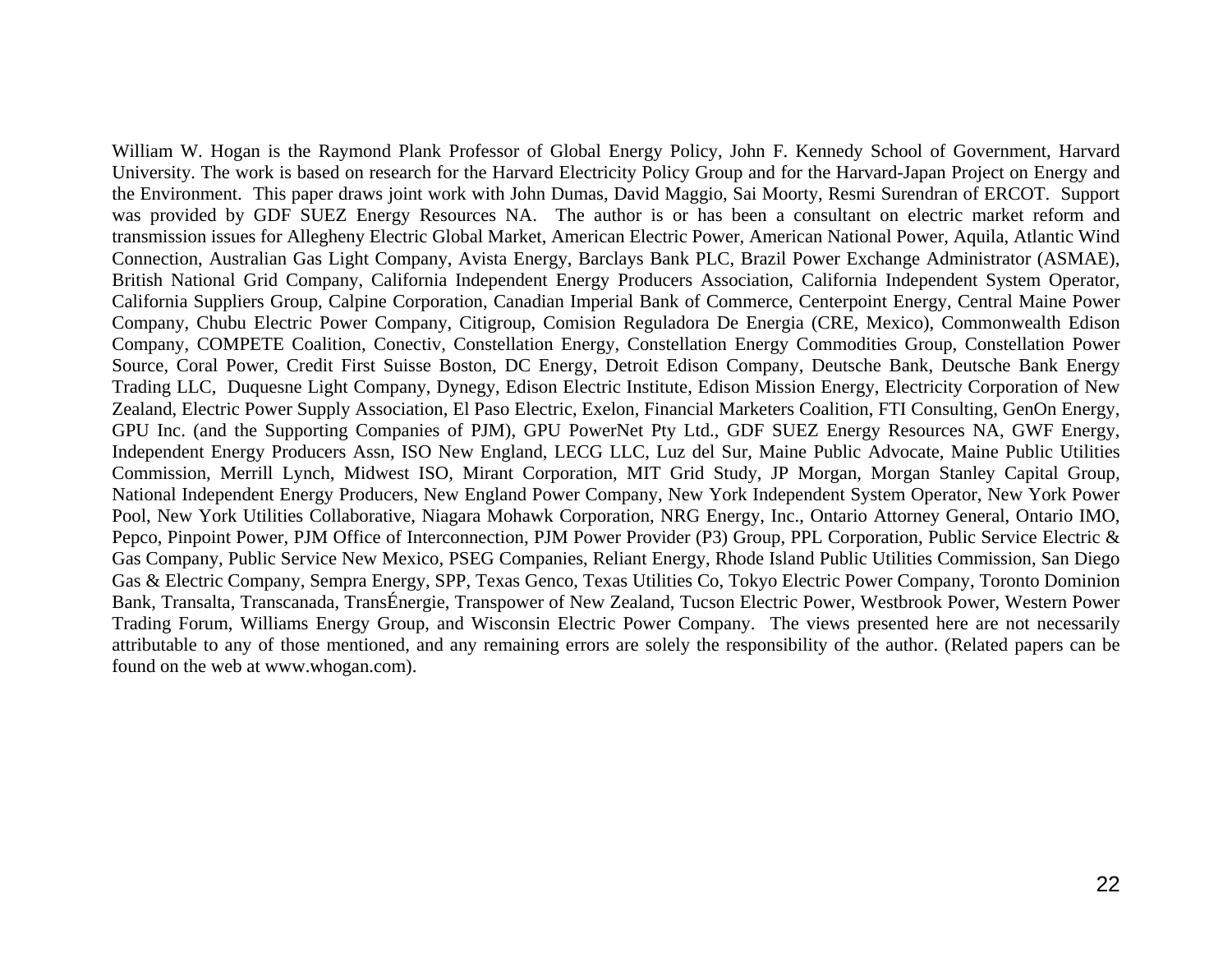William W. Hogan is the Raymond Plank Professor of Global Energy Policy, John F. Kennedy School of Government, Harvard University. The work is based on research for the Harvard Electricity Policy Group and for the Harvard-Japan Project on Energy and the Environment. This paper draws joint work with John Dumas, David Maggio, Sai Moorty, Resmi Surendran of ERCOT. Support was provided by GDF SUEZ Energy Resources NA. The author is or has been a consultant on electric market reform and transmission issues for Allegheny Electric Global Market, American Electric Power, American National Power, Aquila, Atlantic Wind Connection, Australian Gas Light Company, Avista Energy, Barclays Bank PLC, Brazil Power Exchange Administrator (ASMAE), British National Grid Company, California Independent Energy Producers Association, California Independent System Operator, California Suppliers Group, Calpine Corporation, Canadian Imperial Bank of Commerce, Centerpoint Energy, Central Maine Power Company, Chubu Electric Power Company, Citigroup, Comision Reguladora De Energia (CRE, Mexico), Commonwealth Edison Company, COMPETE Coalition, Conectiv, Constellation Energy, Constellation Energy Commodities Group, Constellation Power Source, Coral Power, Credit First Suisse Boston, DC Energy, Detroit Edison Company, Deutsche Bank, Deutsche Bank Energy Trading LLC, Duquesne Light Company, Dynegy, Edison Electric Institute, Edison Mission Energy, Electricity Corporation of New Zealand, Electric Power Supply Association, El Paso Electric, Exelon, Financial Marketers Coalition, FTI Consulting, GenOn Energy, GPU Inc. (and the Supporting Companies of PJM), GPU PowerNet Pty Ltd., GDF SUEZ Energy Resources NA, GWF Energy, Independent Energy Producers Assn, ISO New England, LECG LLC, Luz del Sur, Maine Public Advocate, Maine Public Utilities Commission, Merrill Lynch, Midwest ISO, Mirant Corporation, MIT Grid Study, JP Morgan, Morgan Stanley Capital Group, National Independent Energy Producers, New England Power Company, New York Independent System Operator, New York Power Pool, New York Utilities Collaborative, Niagara Mohawk Corporation, NRG Energy, Inc., Ontario Attorney General, Ontario IMO, Pepco, Pinpoint Power, PJM Office of Interconnection, PJM Power Provider (P3) Group, PPL Corporation, Public Service Electric & Gas Company, Public Service New Mexico, PSEG Companies, Reliant Energy, Rhode Island Public Utilities Commission, San Diego Gas & Electric Company, Sempra Energy, SPP, Texas Genco, Texas Utilities Co, Tokyo Electric Power Company, Toronto Dominion Bank, Transalta, Transcanada, TransÉnergie, Transpower of New Zealand, Tucson Electric Power, Westbrook Power, Western Power Trading Forum, Williams Energy Group, and Wisconsin Electric Power Company. The views presented here are not necessarily attributable to any of those mentioned, and any remaining errors are solely the responsibility of the author. (Related papers can be found on the web at www.whogan.com).